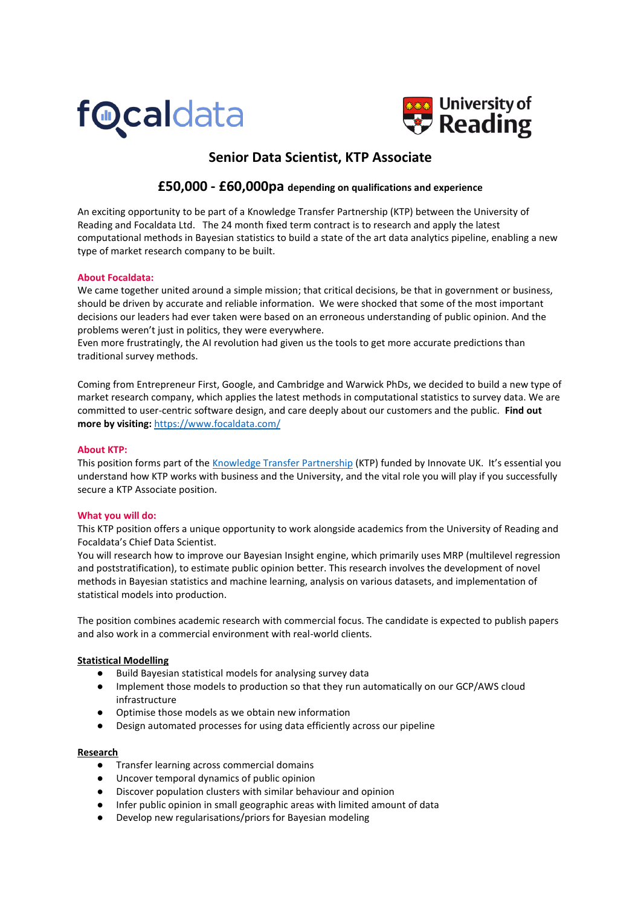# Senior Data Scientist, KTP Associate

## £50,000 - £60,000pa depending on qualifications and experience

An exciting opportunity to be part of a Knowledge Transfer Partnership (KTP) between the University of Reading and Focaldata Ltd. The 24 month fixed term contract is to research and apply the latest computational methods in Bayesian statistics to build a state of the art data analytics pipeline, enabling a new type of market research company to be built.

**About Focaldata:**

We came together united around a simple mission; that critical decisions, be that in government or business, should be driven by accurate and reliable information. We were shocked that some of the most important decisions our leaders had ever taken were based on an erroneous understanding of public opinion. And the problems weren't just in politics, they were everywhere.
Even more frustratingly, the AI revolution had given us the tools to get more accurate predictions than traditional survey methods.

Coming from Entrepreneur First, Google, and Cambridge and Warwick PhDs, we decided to build a new type of market research company, which applies the latest methods in computational statistics to survey data. We are committed to user-centric software design, and care deeply about our customers and the public. **Find out more by visiting:** [https://www.focaldata.com/](https://www.focaldata.com/)

**About KTP:**

This position forms part of the [Knowledge Transfer Partnership](#) (KTP) funded by Innovate UK. It's essential you understand how KTP works with business and the University, and the vital role you will play if you successfully secure a KTP Associate position.

**What you will do:**

This KTP position offers a unique opportunity to work alongside academics from the University of Reading and Focaldata's Chief Data Scientist.
You will research how to improve our Bayesian Insight engine, which primarily uses MRP (multilevel regression and poststratification), to estimate public opinion better. This research involves the development of novel methods in Bayesian statistics and machine learning, analysis on various datasets, and implementation of statistical models into production.

The position combines academic research with commercial focus. The candidate is expected to publish papers and also work in a commercial environment with real-world clients.

**Statistical Modelling**

- Build Bayesian statistical models for analysing survey data
- Implement those models to production so that they run automatically on our GCP/AWS cloud infrastructure
- Optimise those models as we obtain new information
- Design automated processes for using data efficiently across our pipeline

**Research**

- Transfer learning across commercial domains
- Uncover temporal dynamics of public opinion
- Discover population clusters with similar behaviour and opinion
- Infer public opinion in small geographic areas with limited amount of data
- Develop new regularisations/priors for Bayesian modeling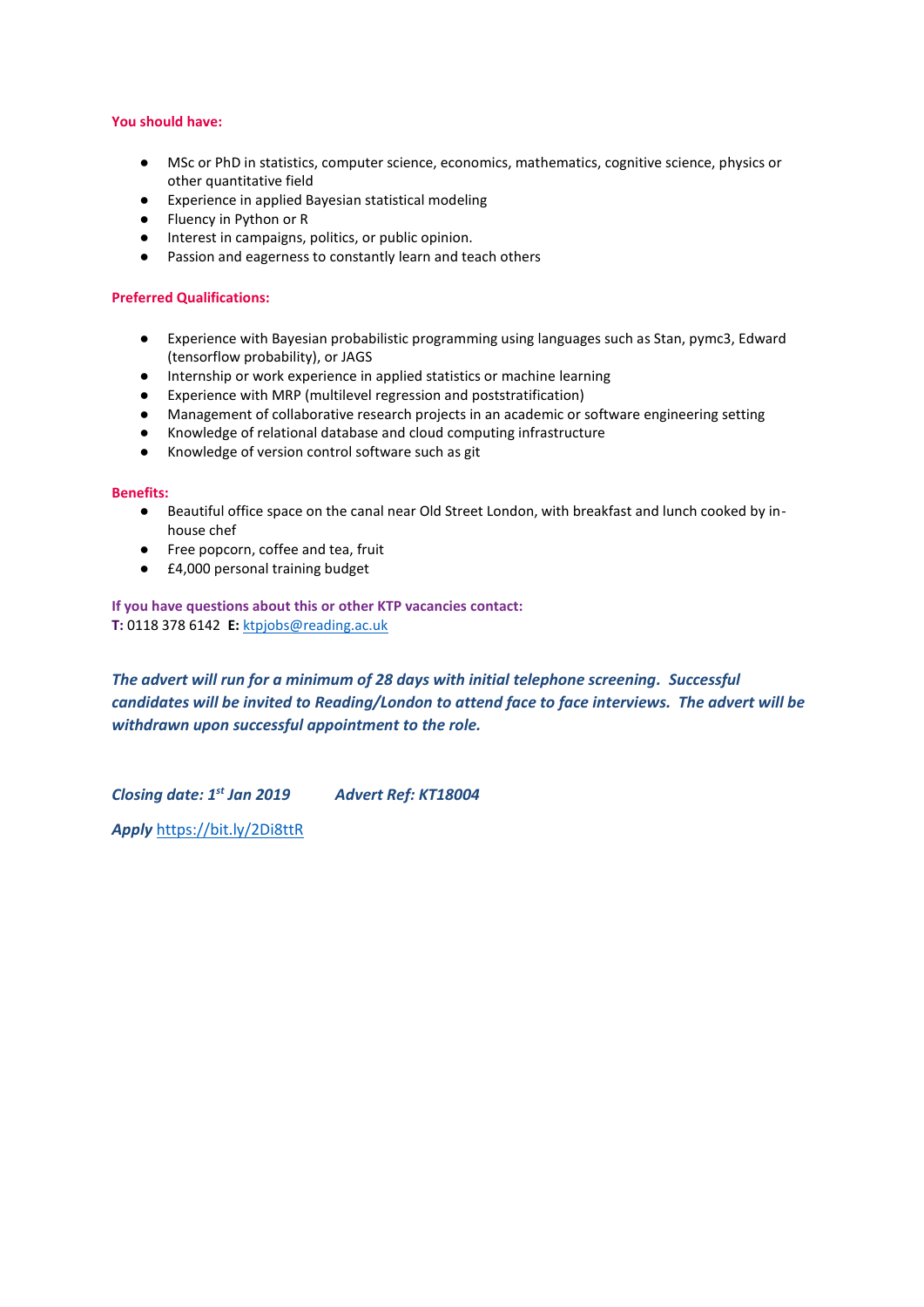**You should have:**

- MSc or PhD in statistics, computer science, economics, mathematics, cognitive science, physics or other quantitative field
- Experience in applied Bayesian statistical modeling
- Fluency in Python or R
- Interest in campaigns, politics, or public opinion.
- Passion and eagerness to constantly learn and teach others

**Preferred Qualifications:**

- Experience with Bayesian probabilistic programming using languages such as Stan, pymc3, Edward (tensorflow probability), or JAGS
- Internship or work experience in applied statistics or machine learning
- Experience with MRP (multilevel regression and poststratification)
- Management of collaborative research projects in an academic or software engineering setting
- Knowledge of relational database and cloud computing infrastructure
- Knowledge of version control software such as git

**Benefits:**

- Beautiful office space on the canal near Old Street London, with breakfast and lunch cooked by in-house chef
- Free popcorn, coffee and tea, fruit
- £4,000 personal training budget

**If you have questions about this or other KTP vacancies contact:**
**T:** 0118 378 6142 **E:** ktpjobs@reading.ac.uk

***The advert will run for a minimum of 28 days with initial telephone screening. Successful candidates will be invited to Reading/London to attend face to face interviews. The advert will be withdrawn upon successful appointment to the role.***

***Closing date: 1st Jan 2019*** ***Advert Ref: KT18004***

***Apply*** https://bit.ly/2Di8ttR